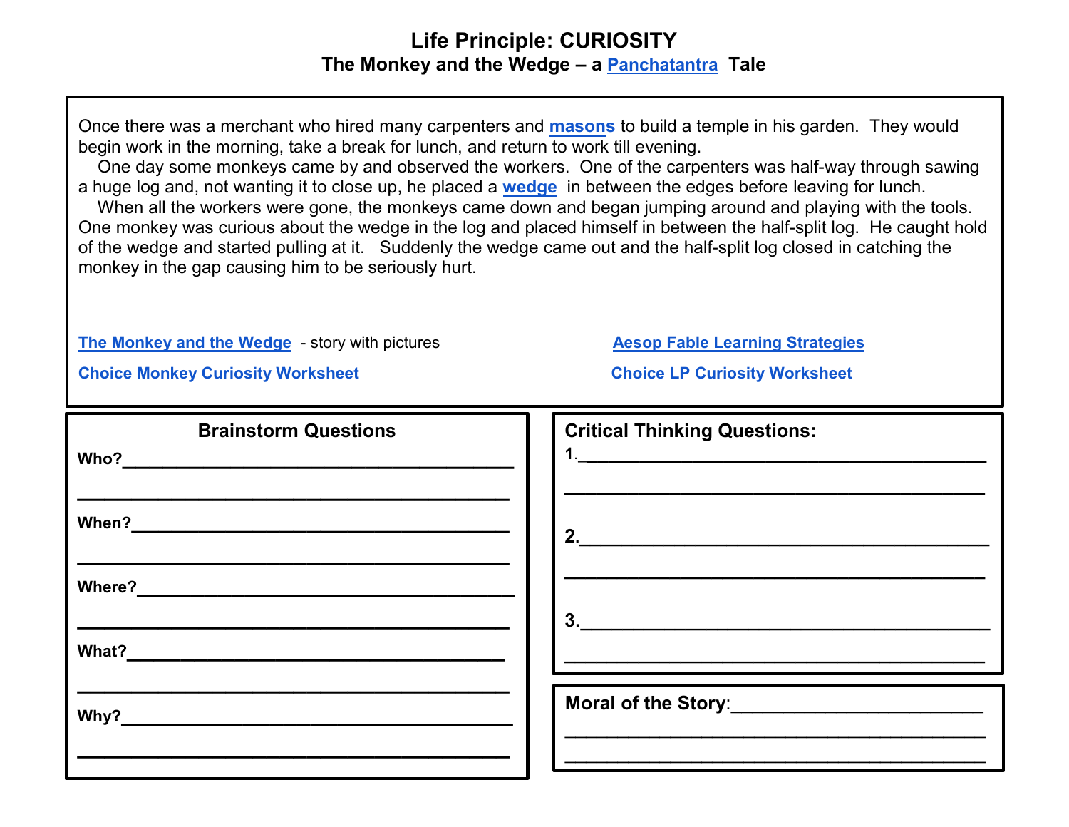# Life Principle: CURIOSITY

## The Monkey and the Wedge – a Panchatantra Tale

Once there was a merchant who hired many carpenters and **masons** to build a temple in his garden. They would begin work in the morning, take a break for lunch, and return to work till evening.

One day some monkeys came by and observed the workers. One of the carpenters was half-way through sawing a huge log and, not wanting it to close up, he placed a **wedge** in between the edges before leaving for lunch.

When all the workers were gone, the monkeys came down and began jumping around and playing with the tools. One monkey was curious about the wedge in the log and placed himself in between the half-split log. He caught hold of the wedge and started pulling at it. Suddenly the wedge came out and the half-split log closed in catching the monkey in the gap causing him to be seriously hurt.

**The Monkey and the Wedge** - story with pictures

**Aesop Fable Learning Strategies**

**Choice Monkey Curiosity Worksheet**

**Choice LP Curiosity Worksheet**

### Brainstorm Questions

**Who?**\_\_\_\_\_\_\_\_\_\_\_\_\_\_\_\_\_\_\_\_\_\_\_\_\_\_\_\_\_\_\_\_\_\_\_\_\_\_\_\_

\_\_\_\_\_\_\_\_\_\_\_\_\_\_\_\_\_\_\_\_\_\_\_\_\_\_\_\_\_\_\_\_\_\_\_\_\_\_\_\_\_\_\_

**When?**\_\_\_\_\_\_\_\_\_\_\_\_\_\_\_\_\_\_\_\_\_\_\_\_\_\_\_\_\_\_\_\_\_\_\_\_\_\_\_

\_\_\_\_\_\_\_\_\_\_\_\_\_\_\_\_\_\_\_\_\_\_\_\_\_\_\_\_\_\_\_\_\_\_\_\_\_\_\_\_\_\_\_

**Where?**\_\_\_\_\_\_\_\_\_\_\_\_\_\_\_\_\_\_\_\_\_\_\_\_\_\_\_\_\_\_\_\_\_\_\_\_\_\_\_

\_\_\_\_\_\_\_\_\_\_\_\_\_\_\_\_\_\_\_\_\_\_\_\_\_\_\_\_\_\_\_\_\_\_\_\_\_\_\_\_\_\_\_

**What?**\_\_\_\_\_\_\_\_\_\_\_\_\_\_\_\_\_\_\_\_\_\_\_\_\_\_\_\_\_\_\_\_\_\_\_\_\_\_\_

\_\_\_\_\_\_\_\_\_\_\_\_\_\_\_\_\_\_\_\_\_\_\_\_\_\_\_\_\_\_\_\_\_\_\_\_\_\_\_\_\_\_\_

**Why?**\_\_\_\_\_\_\_\_\_\_\_\_\_\_\_\_\_\_\_\_\_\_\_\_\_\_\_\_\_\_\_\_\_\_\_\_\_\_\_\_

\_\_\_\_\_\_\_\_\_\_\_\_\_\_\_\_\_\_\_\_\_\_\_\_\_\_\_\_\_\_\_\_\_\_\_\_\_\_\_\_\_\_\_

### Critical Thinking Questions:

**1.**\_\_\_\_\_\_\_\_\_\_\_\_\_\_\_\_\_\_\_\_\_\_\_\_\_\_\_\_\_\_\_\_\_\_\_\_\_\_\_\_\_

\_\_\_\_\_\_\_\_\_\_\_\_\_\_\_\_\_\_\_\_\_\_\_\_\_\_\_\_\_\_\_\_\_\_\_\_\_\_\_\_\_\_\_

**2.**\_\_\_\_\_\_\_\_\_\_\_\_\_\_\_\_\_\_\_\_\_\_\_\_\_\_\_\_\_\_\_\_\_\_\_\_\_\_\_\_\_

\_\_\_\_\_\_\_\_\_\_\_\_\_\_\_\_\_\_\_\_\_\_\_\_\_\_\_\_\_\_\_\_\_\_\_\_\_\_\_\_\_\_\_

**3.**\_\_\_\_\_\_\_\_\_\_\_\_\_\_\_\_\_\_\_\_\_\_\_\_\_\_\_\_\_\_\_\_\_\_\_\_\_\_\_\_\_

\_\_\_\_\_\_\_\_\_\_\_\_\_\_\_\_\_\_\_\_\_\_\_\_\_\_\_\_\_\_\_\_\_\_\_\_\_\_\_\_\_\_\_

### Moral of the Story:

\_\_\_\_\_\_\_\_\_\_\_\_\_\_\_\_\_\_\_\_\_\_\_\_\_\_\_\_\_\_\_\_\_\_\_\_\_\_\_\_\_\_\_

\_\_\_\_\_\_\_\_\_\_\_\_\_\_\_\_\_\_\_\_\_\_\_\_\_\_\_\_\_\_\_\_\_\_\_\_\_\_\_\_\_\_\_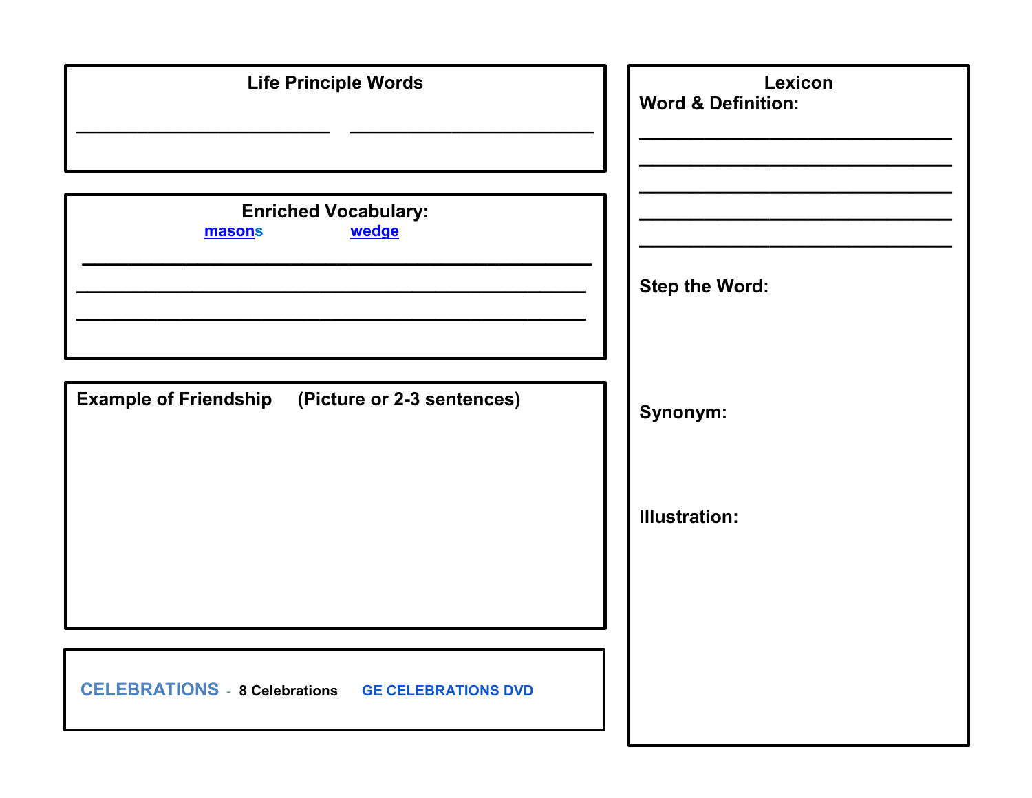**Life Principle Words**

___________________________ ___________________________

**Enriched Vocabulary:**

masons wedge

_______________________________________________________

_______________________________________________________

_______________________________________________________

**Example of Friendship (Picture or 2-3 sentences)**

CELEBRATIONS - **8 Celebrations** GE CELEBRATIONS DVD

**Lexicon**

**Word & Definition:**

_________________________________

_________________________________

_________________________________

_________________________________

_________________________________

**Step the Word:**

**Synonym:**

**Illustration:**